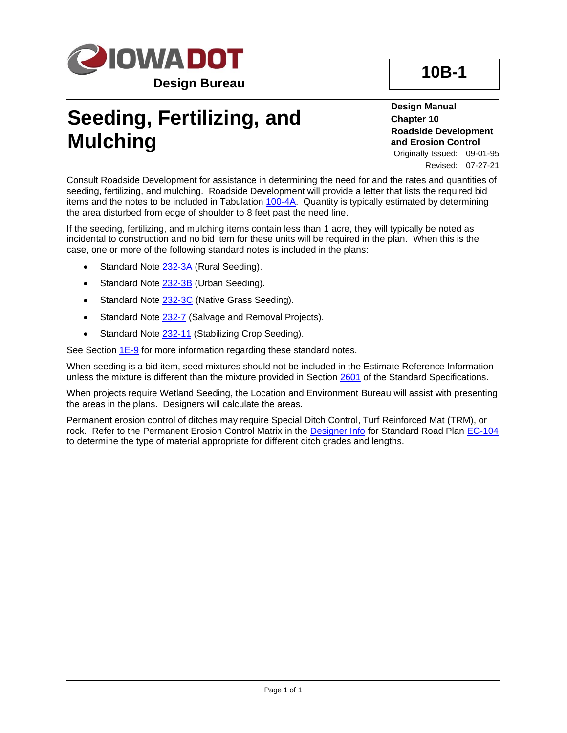**IOWA DOT**

**Design Bureau**

**10B-1**

# Seeding, Fertilizing, and Mulching

**Design Manual**
**Chapter 10**
**Roadside Development and Erosion Control**
Originally Issued: 09-01-95
Revised: 07-27-21

Consult Roadside Development for assistance in determining the need for and the rates and quantities of seeding, fertilizing, and mulching. Roadside Development will provide a letter that lists the required bid items and the notes to be included in Tabulation 100-4A. Quantity is typically estimated by determining the area disturbed from edge of shoulder to 8 feet past the need line.

If the seeding, fertilizing, and mulching items contain less than 1 acre, they will typically be noted as incidental to construction and no bid item for these units will be required in the plan. When this is the case, one or more of the following standard notes is included in the plans:

- Standard Note 232-3A (Rural Seeding).
- Standard Note 232-3B (Urban Seeding).
- Standard Note 232-3C (Native Grass Seeding).
- Standard Note 232-7 (Salvage and Removal Projects).
- Standard Note 232-11 (Stabilizing Crop Seeding).

See Section 1E-9 for more information regarding these standard notes.

When seeding is a bid item, seed mixtures should not be included in the Estimate Reference Information unless the mixture is different than the mixture provided in Section 2601 of the Standard Specifications.

When projects require Wetland Seeding, the Location and Environment Bureau will assist with presenting the areas in the plans. Designers will calculate the areas.

Permanent erosion control of ditches may require Special Ditch Control, Turf Reinforced Mat (TRM), or rock. Refer to the Permanent Erosion Control Matrix in the Designer Info for Standard Road Plan EC-104 to determine the type of material appropriate for different ditch grades and lengths.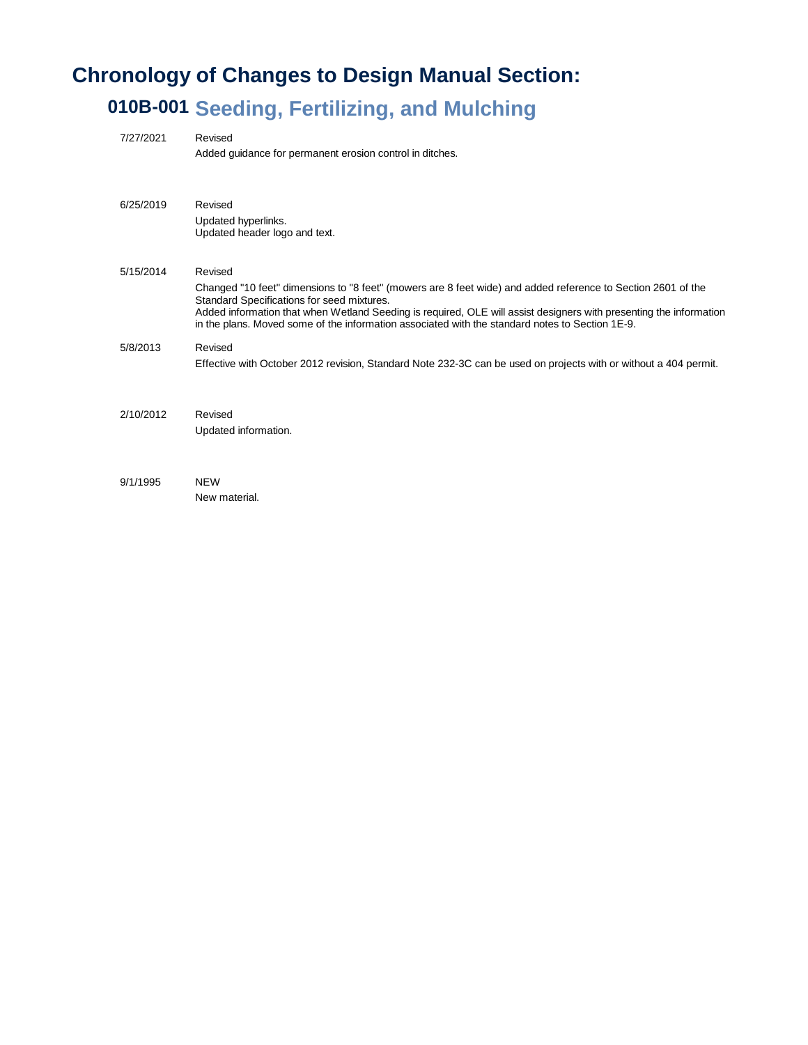# Chronology of Changes to Design Manual Section:

## 010B-001 Seeding, Fertilizing, and Mulching

| | | |
|---|---|---|
| 7/27/2021 | Revised | Added guidance for permanent erosion control in ditches. |
| 6/25/2019 | Revised | Updated hyperlinks.<br>Updated header logo and text. |
| 5/15/2014 | Revised | Changed "10 feet" dimensions to "8 feet" (mowers are 8 feet wide) and added reference to Section 2601 of the Standard Specifications for seed mixtures.<br>Added information that when Wetland Seeding is required, OLE will assist designers with presenting the information in the plans. Moved some of the information associated with the standard notes to Section 1E-9. |
| 5/8/2013 | Revised | Effective with October 2012 revision, Standard Note 232-3C can be used on projects with or without a 404 permit. |
| 2/10/2012 | Revised | Updated information. |
| 9/1/1995 | NEW | New material. |